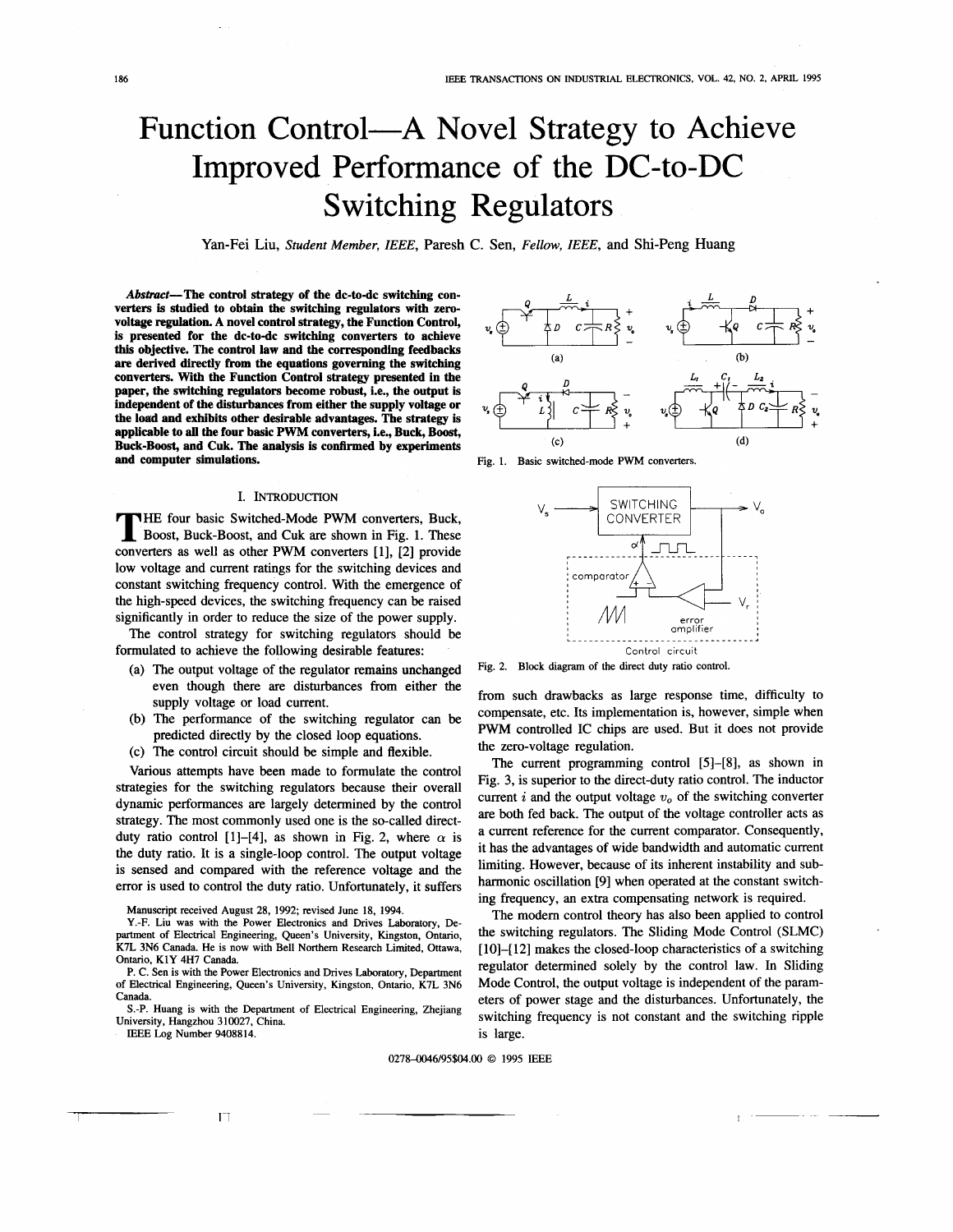# Function Control—A Novel Strategy to Achieve Improved Performance of the DC-to-DC Switching Regulators

Yan-Fei Liu, *Student Member, IEEE*, Paresh C. Sen, *Fellow, IEEE*, and Shi-Peng Huang

***Abstract*—The control strategy of the dc-to-dc switching converters is studied to obtain the switching regulators with zero-voltage regulation. A novel control strategy, the Function Control, is presented for the dc-to-dc switching converters to achieve this objective. The control law and the corresponding feedbacks are derived directly from the equations governing the switching converters. With the Function Control strategy presented in the paper, the switching regulators become robust, i.e., the output is independent of the disturbances from either the supply voltage or the load and exhibits other desirable advantages. The strategy is applicable to all the four basic PWM converters, i.e., Buck, Boost, Buck-Boost, and Cuk. The analysis is confirmed by experiments and computer simulations.**

Fig. 1. Basic switched-mode PWM converters.

Fig. 2. Block diagram of the direct duty ratio control.

## I. Introduction

The four basic Switched-Mode PWM converters, Buck, Boost, Buck-Boost, and Cuk are shown in Fig. 1. These converters as well as other PWM converters [1], [2] provide low voltage and current ratings for the switching devices and constant switching frequency control. With the emergence of the high-speed devices, the switching frequency can be raised significantly in order to reduce the size of the power supply.

The control strategy for switching regulators should be formulated to achieve the following desirable features:

(a) The output voltage of the regulator remains unchanged even though there are disturbances from either the supply voltage or load current.

(b) The performance of the switching regulator can be predicted directly by the closed loop equations.

(c) The control circuit should be simple and flexible.

Various attempts have been made to formulate the control strategies for the switching regulators because their overall dynamic performances are largely determined by the control strategy. The most commonly used one is the so-called direct-duty ratio control [1]–[4], as shown in Fig. 2, where $\alpha$ is the duty ratio. It is a single-loop control. The output voltage is sensed and compared with the reference voltage and the error is used to control the duty ratio. Unfortunately, it suffers from such drawbacks as large response time, difficulty to compensate, etc. Its implementation is, however, simple when PWM controlled IC chips are used. But it does not provide the zero-voltage regulation.

The current programming control [5]–[8], as shown in Fig. 3, is superior to the direct-duty ratio control. The inductor current $i$ and the output voltage $v_o$ of the switching converter are both fed back. The output of the voltage controller acts as a current reference for the current comparator. Consequently, it has the advantages of wide bandwidth and automatic current limiting. However, because of its inherent instability and sub-harmonic oscillation [9] when operated at the constant switching frequency, an extra compensating network is required.

The modern control theory has also been applied to control the switching regulators. The Sliding Mode Control (SLMC) [10]–[12] makes the closed-loop characteristics of a switching regulator determined solely by the control law. In Sliding Mode Control, the output voltage is independent of the parameters of power stage and the disturbances. Unfortunately, the switching frequency is not constant and the switching ripple is large.

Manuscript received August 28, 1992; revised June 18, 1994.

Y.-F. Liu was with the Power Electronics and Drives Laboratory, Department of Electrical Engineering, Queen's University, Kingston, Ontario, K7L 3N6 Canada. He is now with Bell Northern Research Limited, Ottawa, Ontario, K1Y 4H7 Canada.

P. C. Sen is with the Power Electronics and Drives Laboratory, Department of Electrical Engineering, Queen's University, Kingston, Ontario, K7L 3N6 Canada.

S.-P. Huang is with the Department of Electrical Engineering, Zhejiang University, Hangzhou 310027, China.

IEEE Log Number 9408814.

0278–0046/95$04.00 © 1995 IEEE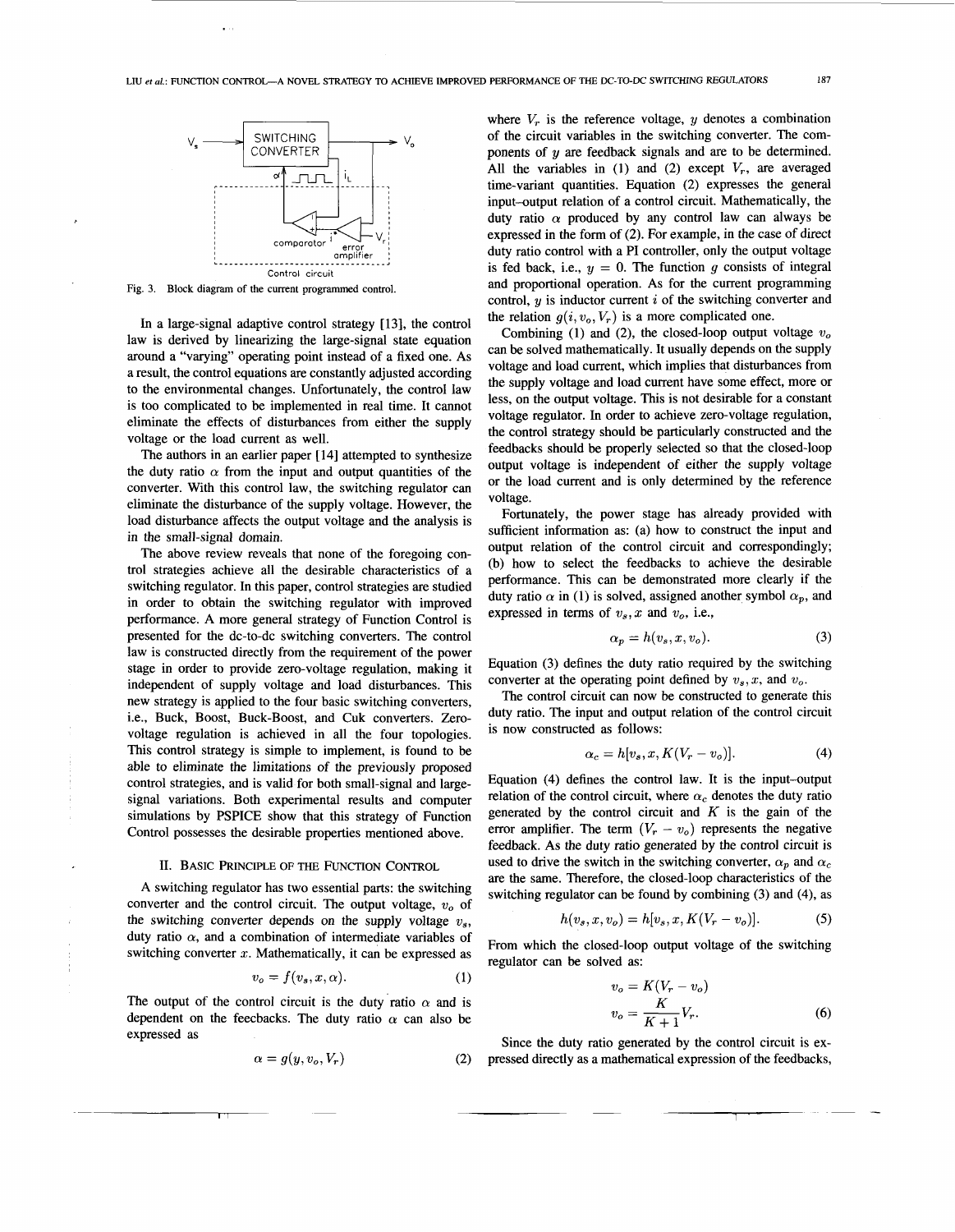Fig. 3. Block diagram of the current programmed control.

In a large-signal adaptive control strategy [13], the control law is derived by linearizing the large-signal state equation around a "varying" operating point instead of a fixed one. As a result, the control equations are constantly adjusted according to the environmental changes. Unfortunately, the control law is too complicated to be implemented in real time. It cannot eliminate the effects of disturbances from either the supply voltage or the load current as well.

The authors in an earlier paper [14] attempted to synthesize the duty ratio $\alpha$ from the input and output quantities of the converter. With this control law, the switching regulator can eliminate the disturbance of the supply voltage. However, the load disturbance affects the output voltage and the analysis is in the small-signal domain.

The above review reveals that none of the foregoing control strategies achieve all the desirable characteristics of a switching regulator. In this paper, control strategies are studied in order to obtain the switching regulator with improved performance. A more general strategy of Function Control is presented for the dc-to-dc switching converters. The control law is constructed directly from the requirement of the power stage in order to provide zero-voltage regulation, making it independent of supply voltage and load disturbances. This new strategy is applied to the four basic switching converters, i.e., Buck, Boost, Buck-Boost, and Cuk converters. Zero-voltage regulation is achieved in all the four topologies. This control strategy is simple to implement, is found to be able to eliminate the limitations of the previously proposed control strategies, and is valid for both small-signal and large-signal variations. Both experimental results and computer simulations by PSPICE show that this strategy of Function Control possesses the desirable properties mentioned above.

## II. Basic Principle of the Function Control

A switching regulator has two essential parts: the switching converter and the control circuit. The output voltage, $v_o$ of the switching converter depends on the supply voltage $v_s$, duty ratio $\alpha$, and a combination of intermediate variables of switching converter $x$. Mathematically, it can be expressed as

$$v_o = f(v_s, x, \alpha). \tag{1}$$

The output of the control circuit is the duty ratio $\alpha$ and is dependent on the feecbacks. The duty ratio $\alpha$ can also be expressed as

$$\alpha = g(y, v_o, V_r) \tag{2}$$

where $V_r$ is the reference voltage, $y$ denotes a combination of the circuit variables in the switching converter. The components of $y$ are feedback signals and are to be determined. All the variables in (1) and (2) except $V_r$, are averaged time-variant quantities. Equation (2) expresses the general input–output relation of a control circuit. Mathematically, the duty ratio $\alpha$ produced by any control law can always be expressed in the form of (2). For example, in the case of direct duty ratio control with a PI controller, only the output voltage is fed back, i.e., $y = 0$. The function $g$ consists of integral and proportional operation. As for the current programming control, $y$ is inductor current $i$ of the switching converter and the relation $g(i, v_o, V_r)$ is a more complicated one.

Combining (1) and (2), the closed-loop output voltage $v_o$ can be solved mathematically. It usually depends on the supply voltage and load current, which implies that disturbances from the supply voltage and load current have some effect, more or less, on the output voltage. This is not desirable for a constant voltage regulator. In order to achieve zero-voltage regulation, the control strategy should be particularly constructed and the feedbacks should be properly selected so that the closed-loop output voltage is independent of either the supply voltage or the load current and is only determined by the reference voltage.

Fortunately, the power stage has already provided with sufficient information as: (a) how to construct the input and output relation of the control circuit and correspondingly; (b) how to select the feedbacks to achieve the desirable performance. This can be demonstrated more clearly if the duty ratio $\alpha$ in (1) is solved, assigned another symbol $\alpha_p$, and expressed in terms of $v_s, x$ and $v_o$, i.e.,

$$\alpha_p = h(v_s, x, v_o). \tag{3}$$

Equation (3) defines the duty ratio required by the switching converter at the operating point defined by $v_s, x$, and $v_o$.

The control circuit can now be constructed to generate this duty ratio. The input and output relation of the control circuit is now constructed as follows:

$$\alpha_c = h[v_s, x, K(V_r - v_o)]. \tag{4}$$

Equation (4) defines the control law. It is the input–output relation of the control circuit, where $\alpha_c$ denotes the duty ratio generated by the control circuit and $K$ is the gain of the error amplifier. The term $(V_r - v_o)$ represents the negative feedback. As the duty ratio generated by the control circuit is used to drive the switch in the switching converter, $\alpha_p$ and $\alpha_c$ are the same. Therefore, the closed-loop characteristics of the switching regulator can be found by combining (3) and (4), as

$$h(v_s, x, v_o) = h[v_s, x, K(V_r - v_o)]. \tag{5}$$

From which the closed-loop output voltage of the switching regulator can be solved as:

$$v_o = K(V_r - v_o)$$
$$v_o = \frac{K}{K+1} V_r. \tag{6}$$

Since the duty ratio generated by the control circuit is expressed directly as a mathematical expression of the feedbacks,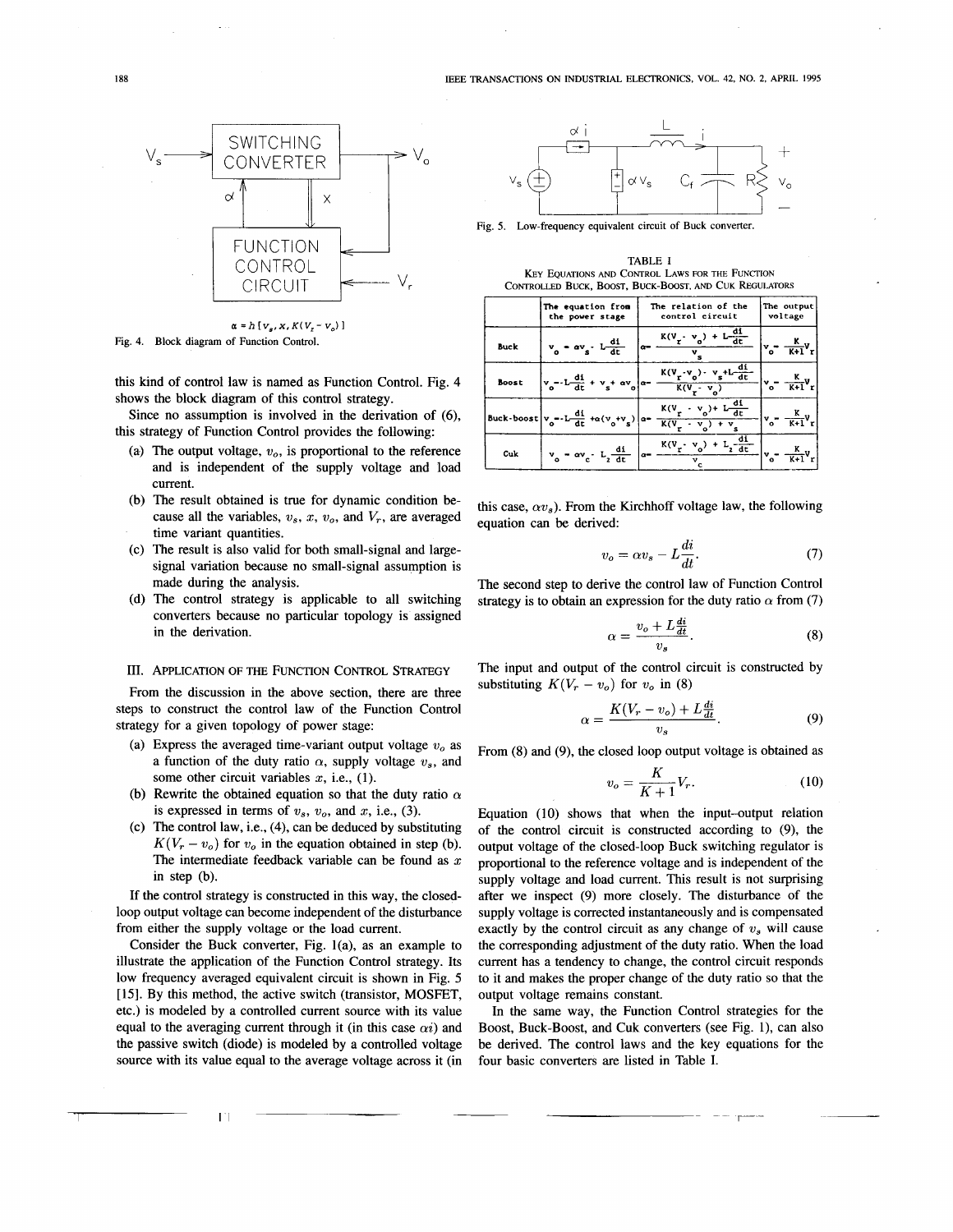$\alpha = h[v_s, x, K(V_r - v_o)]$

Fig. 4. Block diagram of Function Control.

this kind of control law is named as Function Control. Fig. 4 shows the block diagram of this control strategy.

Since no assumption is involved in the derivation of (6), this strategy of Function Control provides the following:

(a) The output voltage, $v_o$, is proportional to the reference and is independent of the supply voltage and load current.

(b) The result obtained is true for dynamic condition because all the variables, $v_s$, $x$, $v_o$, and $V_r$, are averaged time variant quantities.

(c) The result is also valid for both small-signal and large-signal variation because no small-signal assumption is made during the analysis.

(d) The control strategy is applicable to all switching converters because no particular topology is assigned in the derivation.

## III. Application of the Function Control Strategy

From the discussion in the above section, there are three steps to construct the control law of the Function Control strategy for a given topology of power stage:

(a) Express the averaged time-variant output voltage $v_o$ as a function of the duty ratio $\alpha$, supply voltage $v_s$, and some other circuit variables $x$, i.e., (1).

(b) Rewrite the obtained equation so that the duty ratio $\alpha$ is expressed in terms of $v_s$, $v_o$, and $x$, i.e., (3).

(c) The control law, i.e., (4), can be deduced by substituting $K(V_r - v_o)$ for $v_o$ in the equation obtained in step (b). The intermediate feedback variable can be found as $x$ in step (b).

If the control strategy is constructed in this way, the closed-loop output voltage can become independent of the disturbance from either the supply voltage or the load current.

Consider the Buck converter, Fig. 1(a), as an example to illustrate the application of the Function Control strategy. Its low frequency averaged equivalent circuit is shown in Fig. 5 [15]. By this method, the active switch (transistor, MOSFET, etc.) is modeled by a controlled current source with its value equal to the averaging current through it (in this case $\alpha i$) and the passive switch (diode) is modeled by a controlled voltage source with its value equal to the average voltage across it (in this case, $\alpha v_s$). From the Kirchhoff voltage law, the following equation can be derived:

Fig. 5. Low-frequency equivalent circuit of Buck converter.

TABLE I
KEY EQUATIONS AND CONTROL LAWS FOR THE FUNCTION CONTROLLED BUCK, BOOST, BUCK-BOOST, AND CUK REGULATORS

| | The equation from the power stage | The relation of the control circuit | The output voltage |
|---|---|---|---|
| Buck | $v_o = \alpha v_s - L\frac{di}{dt}$ | $\alpha = \frac{K(V_r - v_o) + L\frac{di}{dt}}{v_s}$ | $v_o = \frac{K}{K+1}V_r$ |
| Boost | $v_o = -L\frac{di}{dt} + v_s + \alpha v_o$ | $\alpha = \frac{K(V_r - v_o) - v_s + L\frac{di}{dt}}{K(V_r - v_o)}$ | $v_o = \frac{K}{K+1}V_r$ |
| Buck-boost | $v_o = -L\frac{di}{dt} + \alpha(v_o + v_s)$ | $\alpha = \frac{K(V_r - v_o) + L\frac{di}{dt}}{K(V_r - v_o) + v_s}$ | $v_o = \frac{K}{K+1}V_r$ |
| Cuk | $v_o = \alpha v_c - L_2\frac{di}{dt}$ | $\alpha = \frac{K(V_r - v_o) + L_2\frac{di}{dt}}{v_c}$ | $v_o = \frac{K}{K+1}V_r$ |

$$v_o = \alpha v_s - L\frac{di}{dt}. \tag{7}$$

The second step to derive the control law of Function Control strategy is to obtain an expression for the duty ratio $\alpha$ from (7)

$$\alpha = \frac{v_o + L\frac{di}{dt}}{v_s}. \tag{8}$$

The input and output of the control circuit is constructed by substituting $K(V_r - v_o)$ for $v_o$ in (8)

$$\alpha = \frac{K(V_r - v_o) + L\frac{di}{dt}}{v_s}. \tag{9}$$

From (8) and (9), the closed loop output voltage is obtained as

$$v_o = \frac{K}{K+1}V_r. \tag{10}$$

Equation (10) shows that when the input–output relation of the control circuit is constructed according to (9), the output voltage of the closed-loop Buck switching regulator is proportional to the reference voltage and is independent of the supply voltage and load current. This result is not surprising after we inspect (9) more closely. The disturbance of the supply voltage is corrected instantaneously and is compensated exactly by the control circuit as any change of $v_s$ will cause the corresponding adjustment of the duty ratio. When the load current has a tendency to change, the control circuit responds to it and makes the proper change of the duty ratio so that the output voltage remains constant.

In the same way, the Function Control strategies for the Boost, Buck-Boost, and Cuk converters (see Fig. 1), can also be derived. The control laws and the key equations for the four basic converters are listed in Table I.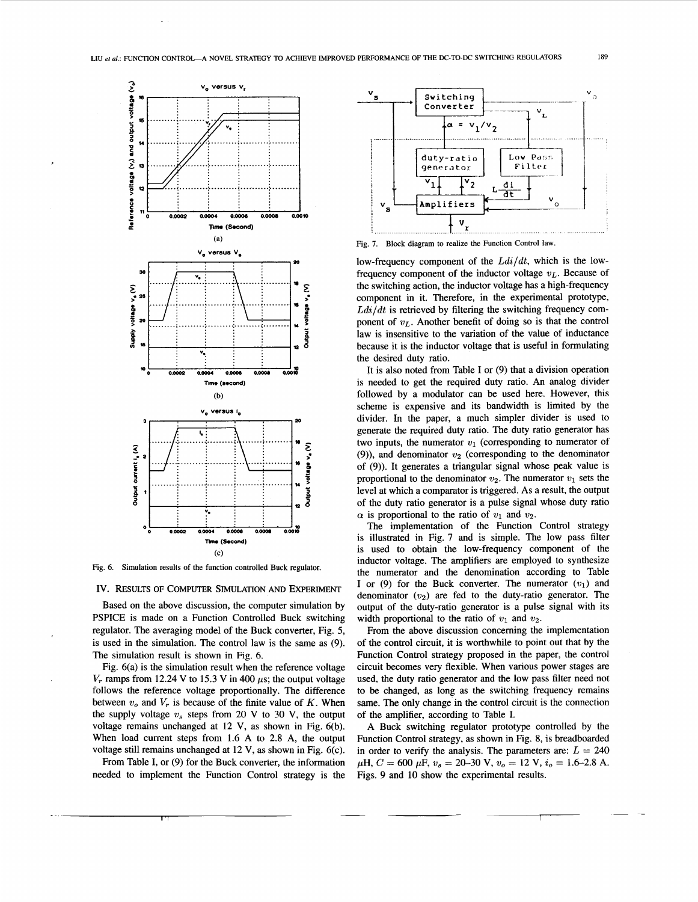Fig. 6. Simulation results of the function controlled Buck regulator.

Fig. 7. Block diagram to realize the Function Control law.

## IV. Results of Computer Simulation and Experiment

Based on the above discussion, the computer simulation by PSPICE is made on a Function Controlled Buck switching regulator. The averaging model of the Buck converter, Fig. 5, is used in the simulation. The control law is the same as (9). The simulation result is shown in Fig. 6.

Fig. 6(a) is the simulation result when the reference voltage $V_r$ ramps from 12.24 V to 15.3 V in 400 $\mu$s; the output voltage follows the reference voltage proportionally. The difference between $v_o$ and $V_r$ is because of the finite value of $K$. When the supply voltage $v_s$ steps from 20 V to 30 V, the output voltage remains unchanged at 12 V, as shown in Fig. 6(b). When load current steps from 1.6 A to 2.8 A, the output voltage still remains unchanged at 12 V, as shown in Fig. 6(c).

From Table I, or (9) for the Buck converter, the information needed to implement the Function Control strategy is the low-frequency component of the $Ldi/dt$, which is the low-frequency component of the inductor voltage $v_L$. Because of the switching action, the inductor voltage has a high-frequency component in it. Therefore, in the experimental prototype, $Ldi/dt$ is retrieved by filtering the switching frequency component of $v_L$. Another benefit of doing so is that the control law is insensitive to the variation of the value of inductance because it is the inductor voltage that is useful in formulating the desired duty ratio.

It is also noted from Table I or (9) that a division operation is needed to get the required duty ratio. An analog divider followed by a modulator can be used here. However, this scheme is expensive and its bandwidth is limited by the divider. In the paper, a much simpler divider is used to generate the required duty ratio. The duty ratio generator has two inputs, the numerator $v_1$ (corresponding to numerator of (9)), and denominator $v_2$ (corresponding to the denominator of (9)). It generates a triangular signal whose peak value is proportional to the denominator $v_2$. The numerator $v_1$ sets the level at which a comparator is triggered. As a result, the output of the duty ratio generator is a pulse signal whose duty ratio $\alpha$ is proportional to the ratio of $v_1$ and $v_2$.

The implementation of the Function Control strategy is illustrated in Fig. 7 and is simple. The low pass filter is used to obtain the low-frequency component of the inductor voltage. The amplifiers are employed to synthesize the numerator and the denomination according to Table I or (9) for the Buck converter. The numerator ($v_1$) and denominator ($v_2$) are fed to the duty-ratio generator. The output of the duty-ratio generator is a pulse signal with its width proportional to the ratio of $v_1$ and $v_2$.

From the above discussion concerning the implementation of the control circuit, it is worthwhile to point out that by the Function Control strategy proposed in the paper, the control circuit becomes very flexible. When various power stages are used, the duty ratio generator and the low pass filter need not to be changed, as long as the switching frequency remains same. The only change in the control circuit is the connection of the amplifier, according to Table I.

A Buck switching regulator prototype controlled by the Function Control strategy, as shown in Fig. 8, is breadboarded in order to verify the analysis. The parameters are: $L = 240$ $\mu$H, $C = 600$ $\mu$F, $v_s = 20$–$30$ V, $v_o = 12$ V, $i_o = 1.6$–$2.8$ A. Figs. 9 and 10 show the experimental results.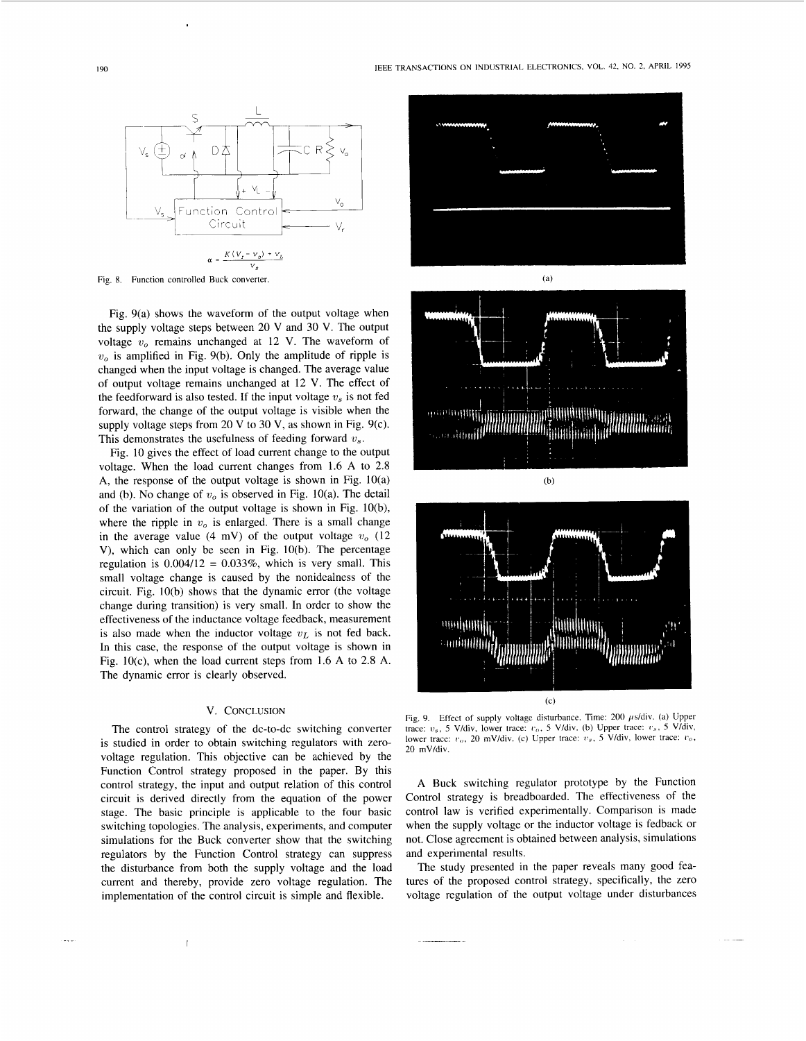$$\alpha = \frac{K(V_r - v_o) + v_L}{V_s}$$

Fig. 8. Function controlled Buck converter.

Fig. 9(a) shows the waveform of the output voltage when the supply voltage steps between 20 V and 30 V. The output voltage $v_o$ remains unchanged at 12 V. The waveform of $v_o$ is amplified in Fig. 9(b). Only the amplitude of ripple is changed when the input voltage is changed. The average value of output voltage remains unchanged at 12 V. The effect of the feedforward is also tested. If the input voltage $v_s$ is not fed forward, the change of the output voltage is visible when the supply voltage steps from 20 V to 30 V, as shown in Fig. 9(c). This demonstrates the usefulness of feeding forward $v_s$.

Fig. 10 gives the effect of load current change to the output voltage. When the load current changes from 1.6 A to 2.8 A, the response of the output voltage is shown in Fig. 10(a) and (b). No change of $v_o$ is observed in Fig. 10(a). The detail of the variation of the output voltage is shown in Fig. 10(b), where the ripple in $v_o$ is enlarged. There is a small change in the average value (4 mV) of the output voltage $v_o$ (12 V), which can only be seen in Fig. 10(b). The percentage regulation is 0.004/12 = 0.033%, which is very small. This small voltage change is caused by the nonidealness of the circuit. Fig. 10(b) shows that the dynamic error (the voltage change during transition) is very small. In order to show the effectiveness of the inductance voltage feedback, measurement is also made when the inductor voltage $v_L$ is not fed back. In this case, the response of the output voltage is shown in Fig. 10(c), when the load current steps from 1.6 A to 2.8 A. The dynamic error is clearly observed.

## V. Conclusion

The control strategy of the dc-to-dc switching converter is studied in order to obtain switching regulators with zero-voltage regulation. This objective can be achieved by the Function Control strategy proposed in the paper. By this control strategy, the input and output relation of this control circuit is derived directly from the equation of the power stage. The basic principle is applicable to the four basic switching topologies. The analysis, experiments, and computer simulations for the Buck converter show that the switching regulators by the Function Control strategy can suppress the disturbance from both the supply voltage and the load current and thereby, provide zero voltage regulation. The implementation of the control circuit is simple and flexible.

Fig. 9. Effect of supply voltage disturbance. Time: 200 $\mu$s/div. (a) Upper trace: $v_s$, 5 V/div, lower trace: $v_o$, 5 V/div. (b) Upper trace: $v_s$, 5 V/div, lower trace: $v_o$, 20 mV/div. (c) Upper trace: $v_s$, 5 V/div, lower trace: $v_o$, 20 mV/div.

A Buck switching regulator prototype by the Function Control strategy is breadboarded. The effectiveness of the control law is verified experimentally. Comparison is made when the supply voltage or the inductor voltage is fedback or not. Close agreement is obtained between analysis, simulations and experimental results.

The study presented in the paper reveals many good features of the proposed control strategy, specifically, the zero voltage regulation of the output voltage under disturbances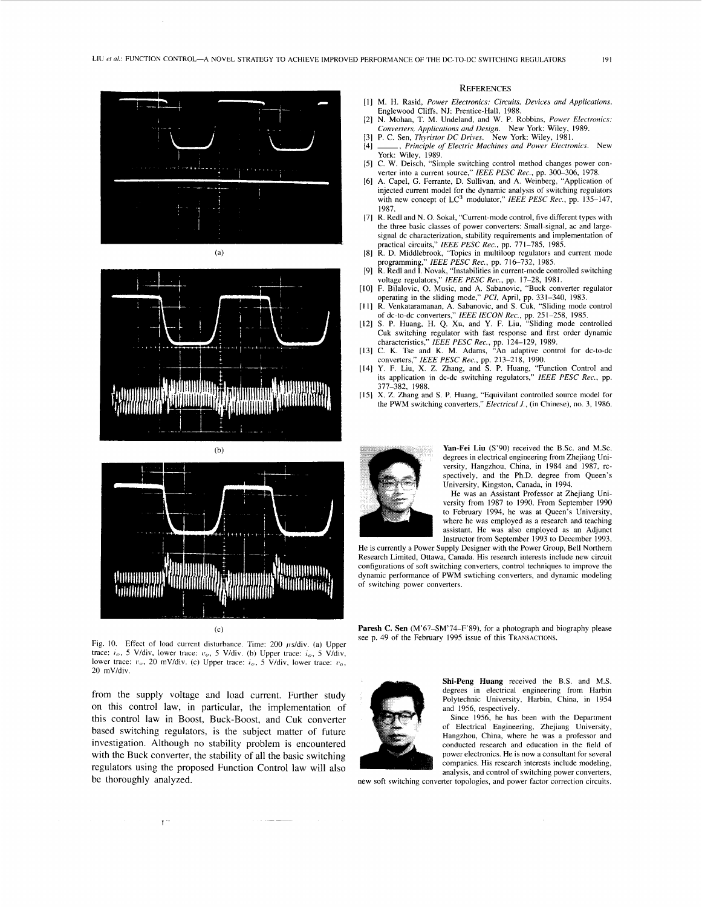(a)

(b)

(c)

Fig. 10. Effect of load current disturbance. Time: 200 $\mu$s/div. (a) Upper trace: $i_o$, 5 V/div, lower trace: $v_o$, 5 V/div. (b) Upper trace: $i_o$, 5 V/div, lower trace: $v_o$, 20 mV/div. (c) Upper trace: $i_o$, 5 V/div, lower trace: $v_o$, 20 mV/div.

from the supply voltage and load current. Further study on this control law, in particular, the implementation of this control law in Boost, Buck-Boost, and Cuk converter based switching regulators, is the subject matter of future investigation. Although no stability problem is encountered with the Buck converter, the stability of all the basic switching regulators using the proposed Function Control law will also be thoroughly analyzed.

## References

[1] M. H. Rasid, *Power Electronics: Circuits, Devices and Applications*. Englewood Cliffs, NJ: Prentice-Hall, 1988.

[2] N. Mohan, T. M. Undeland, and W. P. Robbins, *Power Electronics: Converters, Applications and Design*. New York: Wiley, 1989.

[3] P. C. Sen, *Thyristor DC Drives*. New York: Wiley, 1981.

[4] ——, *Principle of Electric Machines and Power Electronics*. New York: Wiley, 1989.

[5] C. W. Deisch, "Simple switching control method changes power converter into a current source," *IEEE PESC Rec.*, pp. 300–306, 1978.

[6] A. Capel, G. Ferrante, D. Sullivan, and A. Weinberg, "Application of injected current model for the dynamic analysis of switching regulators with new concept of LC$^3$ modulator," *IEEE PESC Rec.*, pp. 135–147, 1987.

[7] R. Redl and N. O. Sokal, "Current-mode control, five different types with the three basic classes of power converters: Small-signal, ac and large-signal dc characterization, stability requirements and implementation of practical circuits," *IEEE PESC Rec.*, pp. 771–785, 1985.

[8] R. D. Middlebrook, "Topics in multiloop regulators and current mode programming," *IEEE PESC Rec.*, pp. 716–732, 1985.

[9] R. Redl and I. Novak, "Instabilities in current-mode controlled switching voltage regulators," *IEEE PESC Rec.*, pp. 17–28, 1981.

[10] F. Bilalovic, O. Music, and A. Sabanovic, "Buck converter regulator operating in the sliding mode," *PCI*, April, pp. 331–340, 1983.

[11] R. Venkataramanan, A. Sabanovic, and S. Cuk, "Sliding mode control of dc-to-dc converters," *IEEE IECON Rec.*, pp. 251–258, 1985.

[12] S. P. Huang, H. Q. Xu, and Y. F. Liu, "Sliding mode controlled Cuk switching regulator with fast response and first order dynamic characteristics," *IEEE PESC Rec.*, pp. 124–129, 1989.

[13] C. K. Tse and K. M. Adams, "An adaptive control for dc-to-dc converters," *IEEE PESC Rec.*, pp. 213–218, 1990.

[14] Y. F. Liu, X. Z. Zhang, and S. P. Huang, "Function Control and its application in dc-dc switching regulators," *IEEE PESC Rec.*, pp. 377–382, 1988.

[15] X. Z. Zhang and S. P. Huang, "Equivilant controlled source model for the PWM switching converters," *Electrical J.*, (in Chinese), no. 3, 1986.

**Yan-Fei Liu** (S'90) received the B.Sc. and M.Sc. degrees in electrical engineering from Zhejiang University, Hangzhou, China, in 1984 and 1987, respectively, and the Ph.D. degree from Queen's University, Kingston, Canada, in 1994.

He was an Assistant Professor at Zhejiang University from 1987 to 1990. From September 1990 to February 1994, he was at Queen's University, where he was employed as a research and teaching assistant. He was also employed as an Adjunct Instructor from September 1993 to December 1993. He is currently a Power Supply Designer with the Power Group, Bell Northern Research Limited, Ottawa, Canada. His research interests include new circuit configurations of soft switching converters, control techniques to improve the dynamic performance of PWM swtiching converters, and dynamic modeling of switching power converters.

**Paresh C. Sen** (M'67–SM'74–F'89), for a photograph and biography please see p. 49 of the February 1995 issue of this TRANSACTIONS.

**Shi-Peng Huang** received the B.S. and M.S. degrees in electrical engineering from Harbin Polytechnic University, Harbin, China, in 1954 and 1956, respectively.

Since 1956, he has been with the Department of Electrical Engineering, Zhejiang University, Hangzhou, China, where he was a professor and conducted research and education in the field of power electronics. He is now a consultant for several companies. His research interests include modeling, analysis, and control of switching power converters, new soft switching converter topologies, and power factor correction circuits.